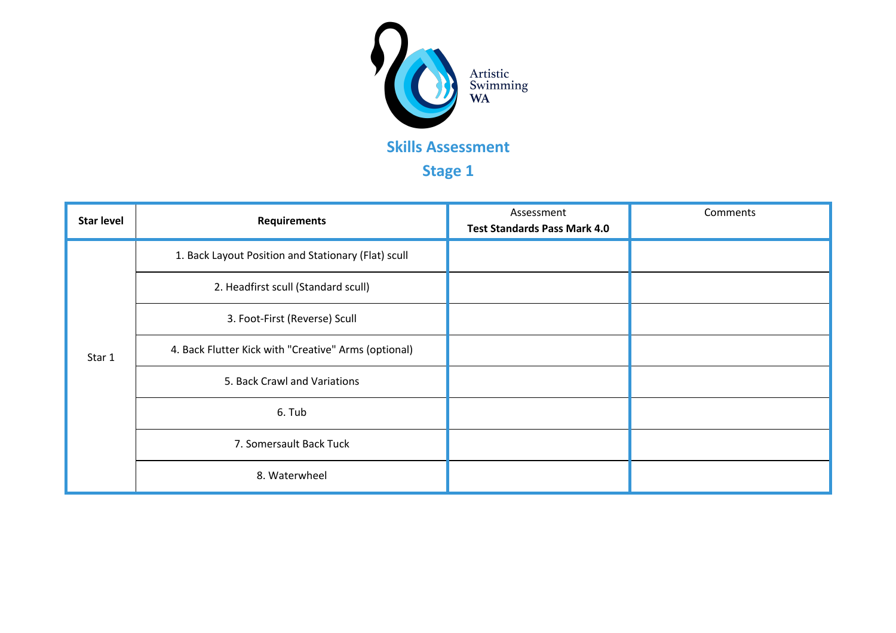Artistic Swimming WA

# Skills Assessment

## Stage 1

| Star level | Requirements | Assessment<br>**Test Standards Pass Mark 4.0** | Comments |
|---|---|---|---|
| Star 1 | 1. Back Layout Position and Stationary (Flat) scull | | |
| | 2. Headfirst scull (Standard scull) | | |
| | 3. Foot-First (Reverse) Scull | | |
| | 4. Back Flutter Kick with "Creative" Arms (optional) | | |
| | 5. Back Crawl and Variations | | |
| | 6. Tub | | |
| | 7. Somersault Back Tuck | | |
| | 8. Waterwheel | | |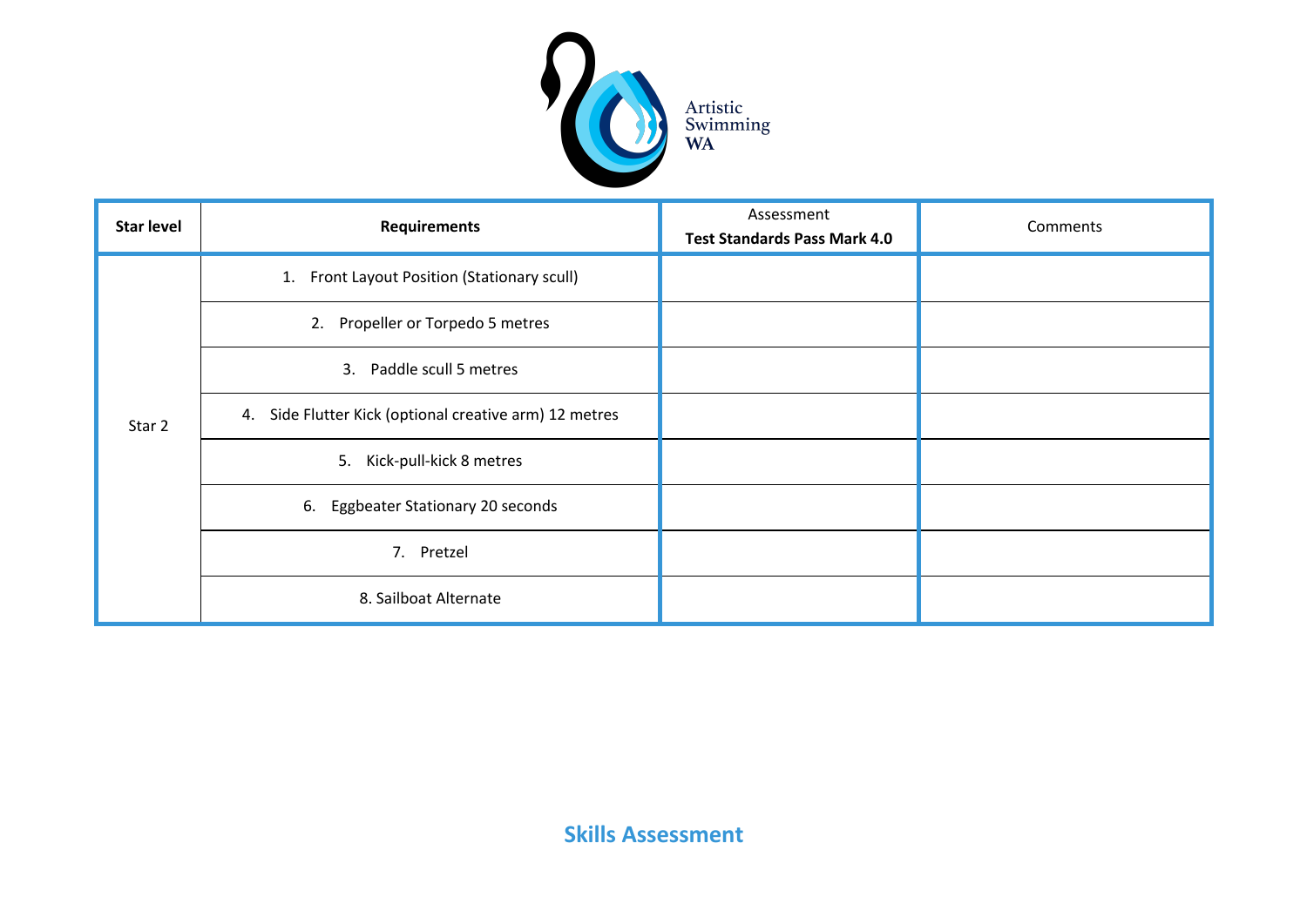Artistic Swimming WA

| Star level | Requirements | Assessment<br>**Test Standards Pass Mark 4.0** | Comments |
|---|---|---|---|
| Star 2 | 1. Front Layout Position (Stationary scull) | | |
| | 2. Propeller or Torpedo 5 metres | | |
| | 3. Paddle scull 5 metres | | |
| | 4. Side Flutter Kick (optional creative arm) 12 metres | | |
| | 5. Kick-pull-kick 8 metres | | |
| | 6. Eggbeater Stationary 20 seconds | | |
| | 7. Pretzel | | |
| | 8. Sailboat Alternate | | |

**Skills Assessment**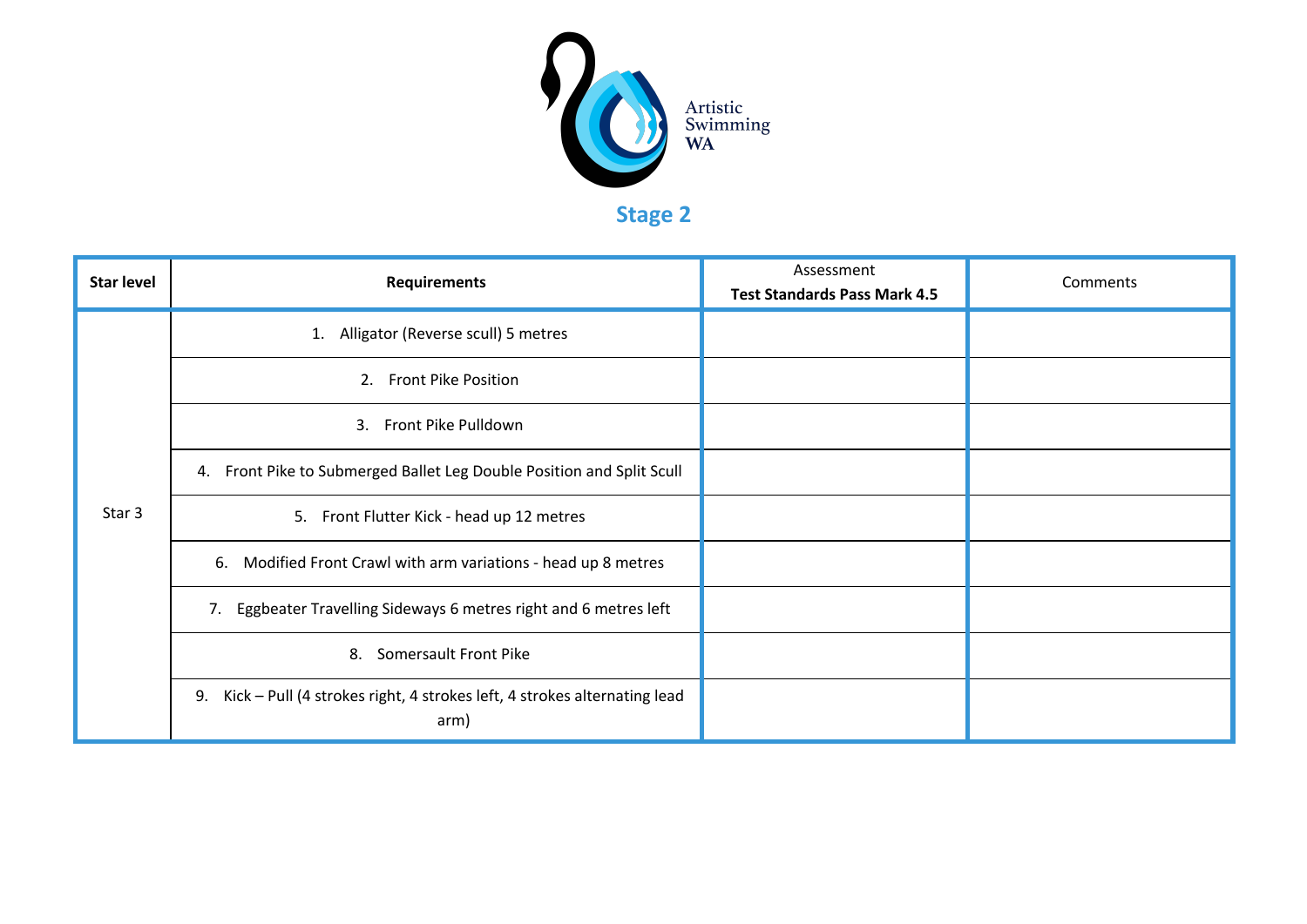Artistic Swimming WA

## Stage 2

| Star level | Requirements | Assessment **Test Standards Pass Mark 4.5** | Comments |
|---|---|---|---|
| Star 3 | 1. Alligator (Reverse scull) 5 metres | | |
| | 2. Front Pike Position | | |
| | 3. Front Pike Pulldown | | |
| | 4. Front Pike to Submerged Ballet Leg Double Position and Split Scull | | |
| | 5. Front Flutter Kick - head up 12 metres | | |
| | 6. Modified Front Crawl with arm variations - head up 8 metres | | |
| | 7. Eggbeater Travelling Sideways 6 metres right and 6 metres left | | |
| | 8. Somersault Front Pike | | |
| | 9. Kick – Pull (4 strokes right, 4 strokes left, 4 strokes alternating lead arm) | | |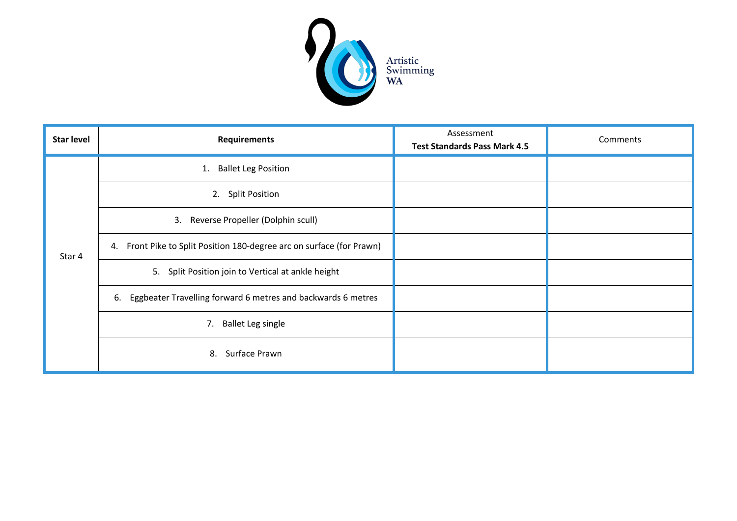Artistic Swimming WA

| Star level | Requirements | Assessment **Test Standards Pass Mark 4.5** | Comments |
|---|---|---|---|
| Star 4 | 1. Ballet Leg Position | | |
| | 2. Split Position | | |
| | 3. Reverse Propeller (Dolphin scull) | | |
| | 4. Front Pike to Split Position 180-degree arc on surface (for Prawn) | | |
| | 5. Split Position join to Vertical at ankle height | | |
| | 6. Eggbeater Travelling forward 6 metres and backwards 6 metres | | |
| | 7. Ballet Leg single | | |
| | 8. Surface Prawn | | |